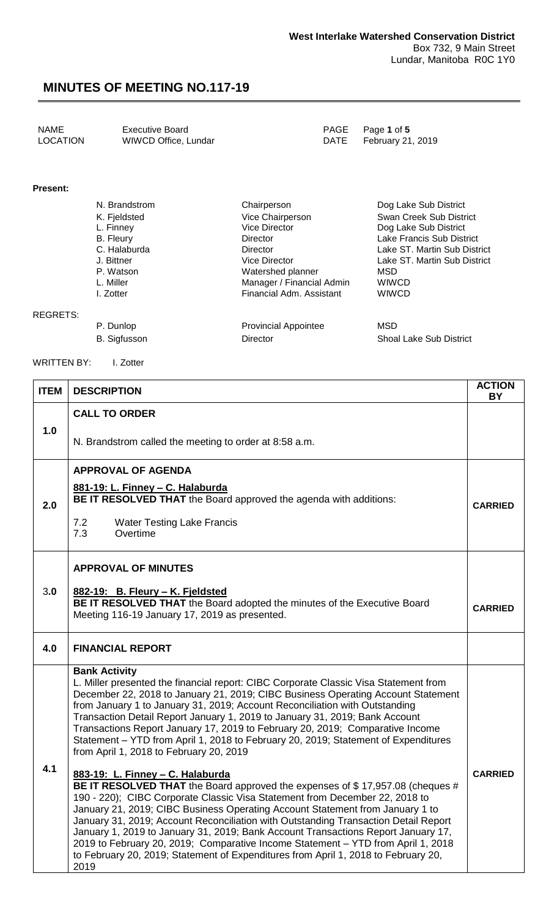**West Interlake Watershed Conservation District**
Box 732, 9 Main Street
Lundar, Manitoba R0C 1Y0

# MINUTES OF MEETING NO.117-19

| | | | |
|---|---|---|---|
| NAME | Executive Board | PAGE | Page **1** of **5** |
| LOCATION | WIWCD Office, Lundar | DATE | February 21, 2019 |

**Present:**

| | | |
|---|---|---|
| N. Brandstrom | Chairperson | Dog Lake Sub District |
| K. Fjeldsted | Vice Chairperson | Swan Creek Sub District |
| L. Finney | Vice Director | Dog Lake Sub District |
| B. Fleury | Director | Lake Francis Sub District |
| C. Halaburda | Director | Lake ST. Martin Sub District |
| J. Bittner | Vice Director | Lake ST. Martin Sub District |
| P. Watson | Watershed planner | MSD |
| L. Miller | Manager / Financial Admin | WIWCD |
| I. Zotter | Financial Adm. Assistant | WIWCD |

REGRETS:

| | | |
|---|---|---|
| P. Dunlop | Provincial Appointee | MSD |
| B. Sigfusson | Director | Shoal Lake Sub District |

WRITTEN BY: I. Zotter

| ITEM | DESCRIPTION | ACTION BY |
|---|---|---|
| 1.0 | **CALL TO ORDER**<br><br>N. Brandstrom called the meeting to order at 8:58 a.m. | |
| 2.0 | **APPROVAL OF AGENDA**<br><br>**<u>881-19: L. Finney – C. Halaburda</u>**<br>**BE IT RESOLVED THAT** the Board approved the agenda with additions:<br><br>7.2 Water Testing Lake Francis<br>7.3 Overtime | **CARRIED** |
| 3.0 | **APPROVAL OF MINUTES**<br><br>**<u>882-19: B. Fleury – K. Fjeldsted</u>**<br>**BE IT RESOLVED THAT** the Board adopted the minutes of the Executive Board Meeting 116-19 January 17, 2019 as presented. | **CARRIED** |
| 4.0 | **FINANCIAL REPORT** | |
| 4.1 | **Bank Activity**<br>L. Miller presented the financial report: CIBC Corporate Classic Visa Statement from December 22, 2018 to January 21, 2019; CIBC Business Operating Account Statement from January 1 to January 31, 2019; Account Reconciliation with Outstanding Transaction Detail Report January 1, 2019 to January 31, 2019; Bank Account Transactions Report January 17, 2019 to February 20, 2019; Comparative Income Statement – YTD from April 1, 2018 to February 20, 2019; Statement of Expenditures from April 1, 2018 to February 20, 2019<br><br>**<u>883-19: L. Finney – C. Halaburda</u>**<br>**BE IT RESOLVED THAT** the Board approved the expenses of $ 17,957.08 (cheques # 190 - 220); CIBC Corporate Classic Visa Statement from December 22, 2018 to January 21, 2019; CIBC Business Operating Account Statement from January 1 to January 31, 2019; Account Reconciliation with Outstanding Transaction Detail Report January 1, 2019 to January 31, 2019; Bank Account Transactions Report January 17, 2019 to February 20, 2019; Comparative Income Statement – YTD from April 1, 2018 to February 20, 2019; Statement of Expenditures from April 1, 2018 to February 20, 2019 | **CARRIED** |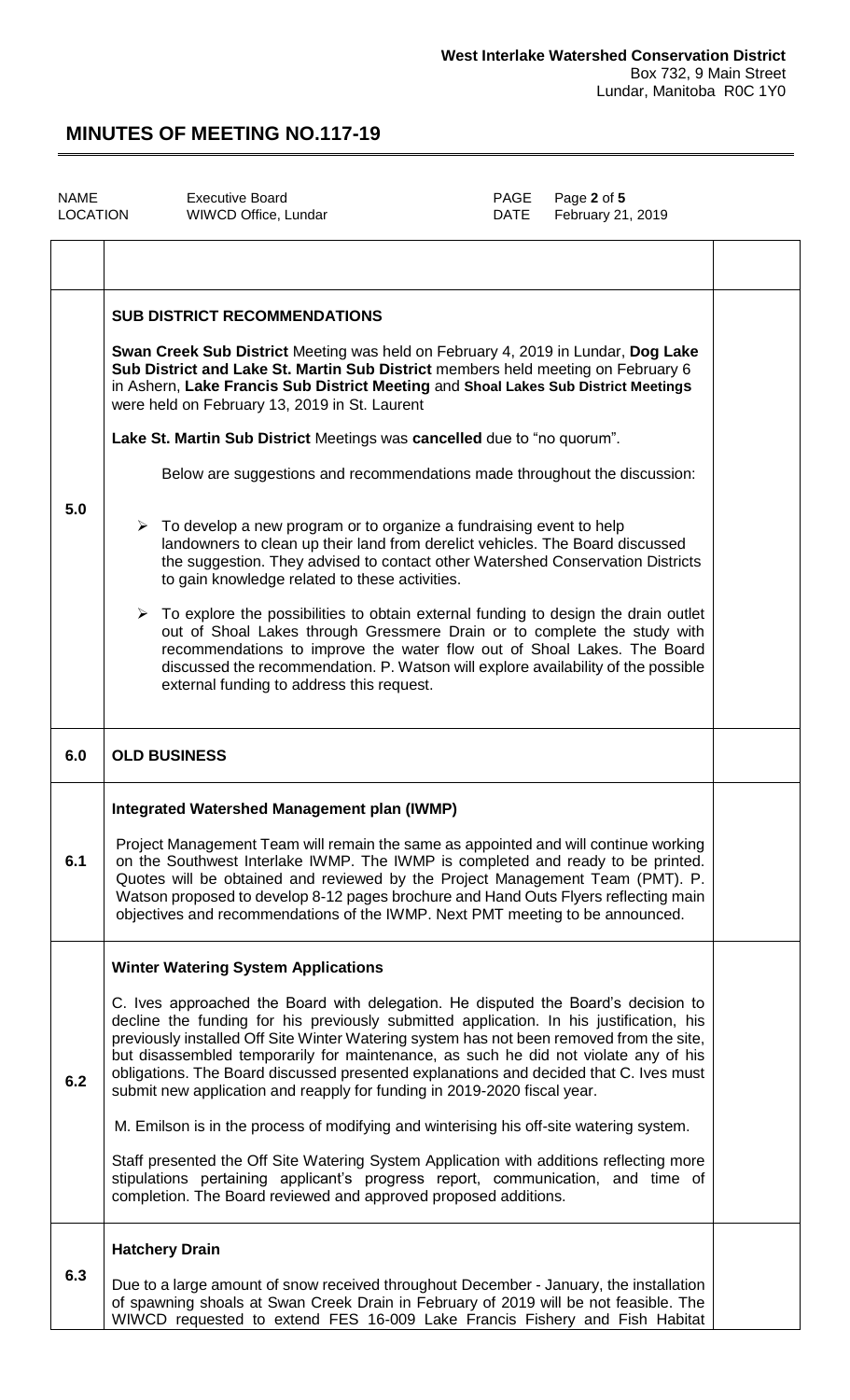| NAME | Executive Board | PAGE | Page 2 of 5 |
| --- | --- | --- | --- |
| LOCATION | WIWCD Office, Lundar | DATE | February 21, 2019 |

| | | |
| --- | --- | --- |
| 5.0 | **SUB DISTRICT RECOMMENDATIONS**<br><br>**Swan Creek Sub District** Meeting was held on February 4, 2019 in Lundar, **Dog Lake Sub District and Lake St. Martin Sub District** members held meeting on February 6 in Ashern, **Lake Francis Sub District Meeting** and **Shoal Lakes Sub District Meetings** were held on February 13, 2019 in St. Laurent<br><br>**Lake St. Martin Sub District** Meetings was **cancelled** due to "no quorum".<br><br>Below are suggestions and recommendations made throughout the discussion:<br><br>➢ To develop a new program or to organize a fundraising event to help landowners to clean up their land from derelict vehicles. The Board discussed the suggestion. They advised to contact other Watershed Conservation Districts to gain knowledge related to these activities.<br><br>➢ To explore the possibilities to obtain external funding to design the drain outlet out of Shoal Lakes through Gressmere Drain or to complete the study with recommendations to improve the water flow out of Shoal Lakes. The Board discussed the recommendation. P. Watson will explore availability of the possible external funding to address this request. | |
| 6.0 | **OLD BUSINESS** | |
| 6.1 | **Integrated Watershed Management plan (IWMP)**<br><br>Project Management Team will remain the same as appointed and will continue working on the Southwest Interlake IWMP. The IWMP is completed and ready to be printed. Quotes will be obtained and reviewed by the Project Management Team (PMT). P. Watson proposed to develop 8-12 pages brochure and Hand Outs Flyers reflecting main objectives and recommendations of the IWMP. Next PMT meeting to be announced. | |
| 6.2 | **Winter Watering System Applications**<br><br>C. Ives approached the Board with delegation. He disputed the Board's decision to decline the funding for his previously submitted application. In his justification, his previously installed Off Site Winter Watering system has not been removed from the site, but disassembled temporarily for maintenance, as such he did not violate any of his obligations. The Board discussed presented explanations and decided that C. Ives must submit new application and reapply for funding in 2019-2020 fiscal year.<br><br>M. Emilson is in the process of modifying and winterising his off-site watering system.<br><br>Staff presented the Off Site Watering System Application with additions reflecting more stipulations pertaining applicant's progress report, communication, and time of completion. The Board reviewed and approved proposed additions. | |
| 6.3 | **Hatchery Drain**<br><br>Due to a large amount of snow received throughout December - January, the installation of spawning shoals at Swan Creek Drain in February of 2019 will be not feasible. The WIWCD requested to extend FES 16-009 Lake Francis Fishery and Fish Habitat | |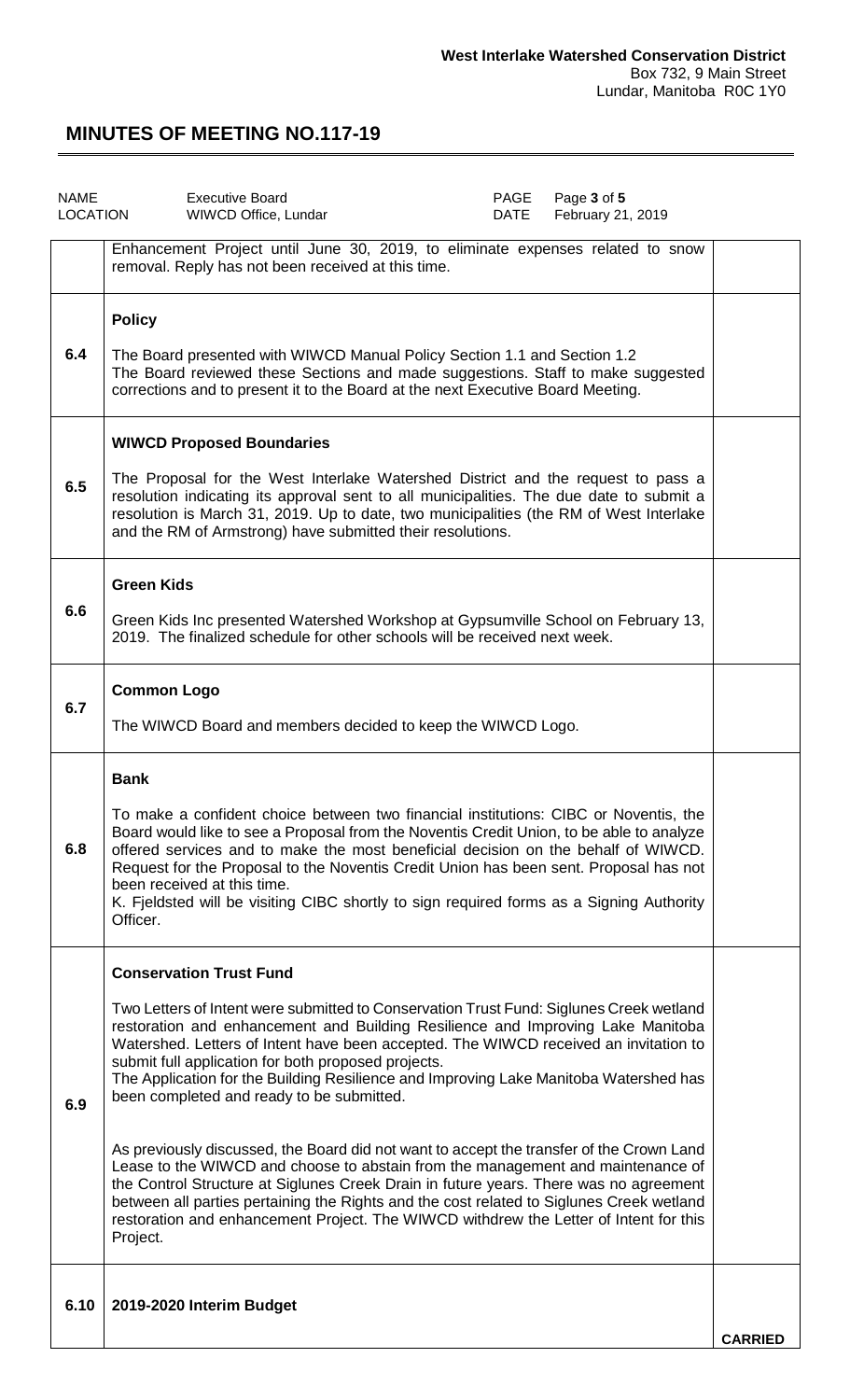**West Interlake Watershed Conservation District**
Box 732, 9 Main Street
Lundar, Manitoba R0C 1Y0

# MINUTES OF MEETING NO.117-19

| NAME | Executive Board | PAGE | Page **3** of **5** |
| --- | --- | --- | --- |
| LOCATION | WIWCD Office, Lundar | DATE | February 21, 2019 |

| | | |
| --- | --- | --- |
| | Enhancement Project until June 30, 2019, to eliminate expenses related to snow removal. Reply has not been received at this time. | |
| 6.4 | **Policy**<br><br>The Board presented with WIWCD Manual Policy Section 1.1 and Section 1.2<br>The Board reviewed these Sections and made suggestions. Staff to make suggested corrections and to present it to the Board at the next Executive Board Meeting. | |
| 6.5 | **WIWCD Proposed Boundaries**<br><br>The Proposal for the West Interlake Watershed District and the request to pass a resolution indicating its approval sent to all municipalities. The due date to submit a resolution is March 31, 2019. Up to date, two municipalities (the RM of West Interlake and the RM of Armstrong) have submitted their resolutions. | |
| 6.6 | **Green Kids**<br><br>Green Kids Inc presented Watershed Workshop at Gypsumville School on February 13, 2019. The finalized schedule for other schools will be received next week. | |
| 6.7 | **Common Logo**<br><br>The WIWCD Board and members decided to keep the WIWCD Logo. | |
| 6.8 | **Bank**<br><br>To make a confident choice between two financial institutions: CIBC or Noventis, the Board would like to see a Proposal from the Noventis Credit Union, to be able to analyze offered services and to make the most beneficial decision on the behalf of WIWCD. Request for the Proposal to the Noventis Credit Union has been sent. Proposal has not been received at this time.<br>K. Fjeldsted will be visiting CIBC shortly to sign required forms as a Signing Authority Officer. | |
| 6.9 | **Conservation Trust Fund**<br><br>Two Letters of Intent were submitted to Conservation Trust Fund: Siglunes Creek wetland restoration and enhancement and Building Resilience and Improving Lake Manitoba Watershed. Letters of Intent have been accepted. The WIWCD received an invitation to submit full application for both proposed projects.<br>The Application for the Building Resilience and Improving Lake Manitoba Watershed has been completed and ready to be submitted.<br><br>As previously discussed, the Board did not want to accept the transfer of the Crown Land Lease to the WIWCD and choose to abstain from the management and maintenance of the Control Structure at Siglunes Creek Drain in future years. There was no agreement between all parties pertaining the Rights and the cost related to Siglunes Creek wetland restoration and enhancement Project. The WIWCD withdrew the Letter of Intent for this Project. | |
| 6.10 | **2019-2020 Interim Budget** | **CARRIED** |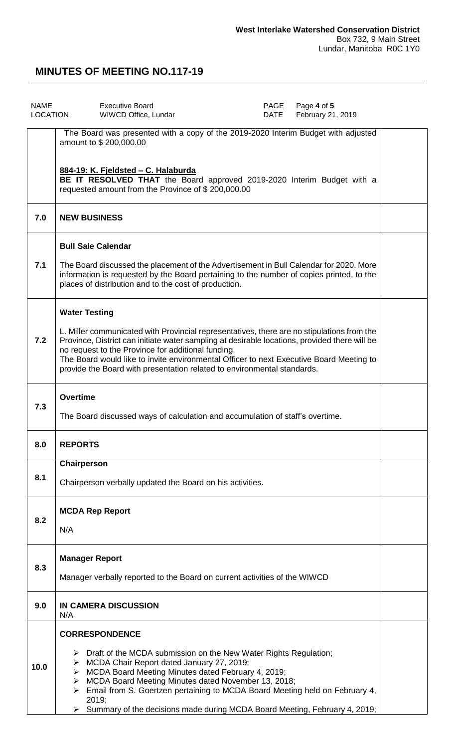| | | |
|---|---|---|
| | The Board was presented with a copy of the 2019-2020 Interim Budget with adjusted amount to $ 200,000.00<br><br>**884-19: K. Fjeldsted – C. Halaburda**<br>**BE IT RESOLVED THAT** the Board approved 2019-2020 Interim Budget with a requested amount from the Province of $ 200,000.00 | |
| **7.0** | **NEW BUSINESS** | |
| **7.1** | **Bull Sale Calendar**<br><br>The Board discussed the placement of the Advertisement in Bull Calendar for 2020. More information is requested by the Board pertaining to the number of copies printed, to the places of distribution and to the cost of production. | |
| **7.2** | **Water Testing**<br><br>L. Miller communicated with Provincial representatives, there are no stipulations from the Province, District can initiate water sampling at desirable locations, provided there will be no request to the Province for additional funding.<br>The Board would like to invite environmental Officer to next Executive Board Meeting to provide the Board with presentation related to environmental standards. | |
| **7.3** | **Overtime**<br><br>The Board discussed ways of calculation and accumulation of staff's overtime. | |
| **8.0** | **REPORTS** | |
| **8.1** | **Chairperson**<br><br>Chairperson verbally updated the Board on his activities. | |
| **8.2** | **MCDA Rep Report**<br><br>N/A | |
| **8.3** | **Manager Report**<br><br>Manager verbally reported to the Board on current activities of the WIWCD | |
| **9.0** | **IN CAMERA DISCUSSION**<br>N/A | |
| **10.0** | **CORRESPONDENCE**<br><br>➢ Draft of the MCDA submission on the New Water Rights Regulation;<br>➢ MCDA Chair Report dated January 27, 2019;<br>➢ MCDA Board Meeting Minutes dated February 4, 2019;<br>➢ MCDA Board Meeting Minutes dated November 13, 2018;<br>➢ Email from S. Goertzen pertaining to MCDA Board Meeting held on February 4, 2019;<br>➢ Summary of the decisions made during MCDA Board Meeting, February 4, 2019; | |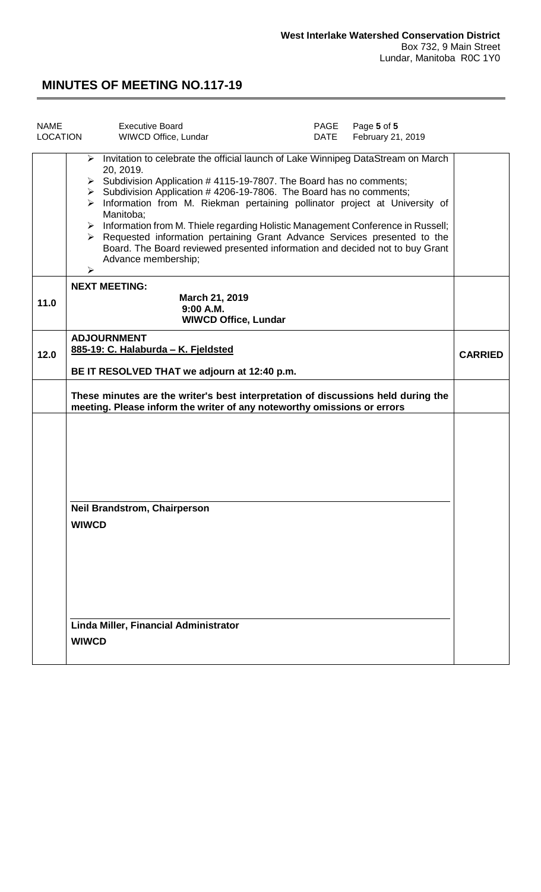**West Interlake Watershed Conservation District**
Box 732, 9 Main Street
Lundar, Manitoba R0C 1Y0

# MINUTES OF MEETING NO.117-19

| | | | |
|---|---|---|---|
| NAME | Executive Board | PAGE | Page **5** of **5** |
| LOCATION | WIWCD Office, Lundar | DATE | February 21, 2019 |

| | | |
|---|---|---|
| | ➢ Invitation to celebrate the official launch of Lake Winnipeg DataStream on March 20, 2019.<br>➢ Subdivision Application # 4115-19-7807. The Board has no comments;<br>➢ Subdivision Application # 4206-19-7806. The Board has no comments;<br>➢ Information from M. Riekman pertaining pollinator project at University of Manitoba;<br>➢ Information from M. Thiele regarding Holistic Management Conference in Russell;<br>➢ Requested information pertaining Grant Advance Services presented to the Board. The Board reviewed presented information and decided not to buy Grant Advance membership;<br>➢ | |
| 11.0 | **NEXT MEETING:**<br>**March 21, 2019**<br>**9:00 A.M.**<br>**WIWCD Office, Lundar** | |
| 12.0 | **ADJOURNMENT**<br>**885-19: C. Halaburda – K. Fjeldsted**<br>**BE IT RESOLVED THAT we adjourn at 12:40 p.m.** | **CARRIED** |
| | **These minutes are the writer's best interpretation of discussions held during the meeting. Please inform the writer of any noteworthy omissions or errors** | |
| | **Neil Brandstrom, Chairperson**<br>**WIWCD**<br><br>**Linda Miller, Financial Administrator**<br>**WIWCD** | |